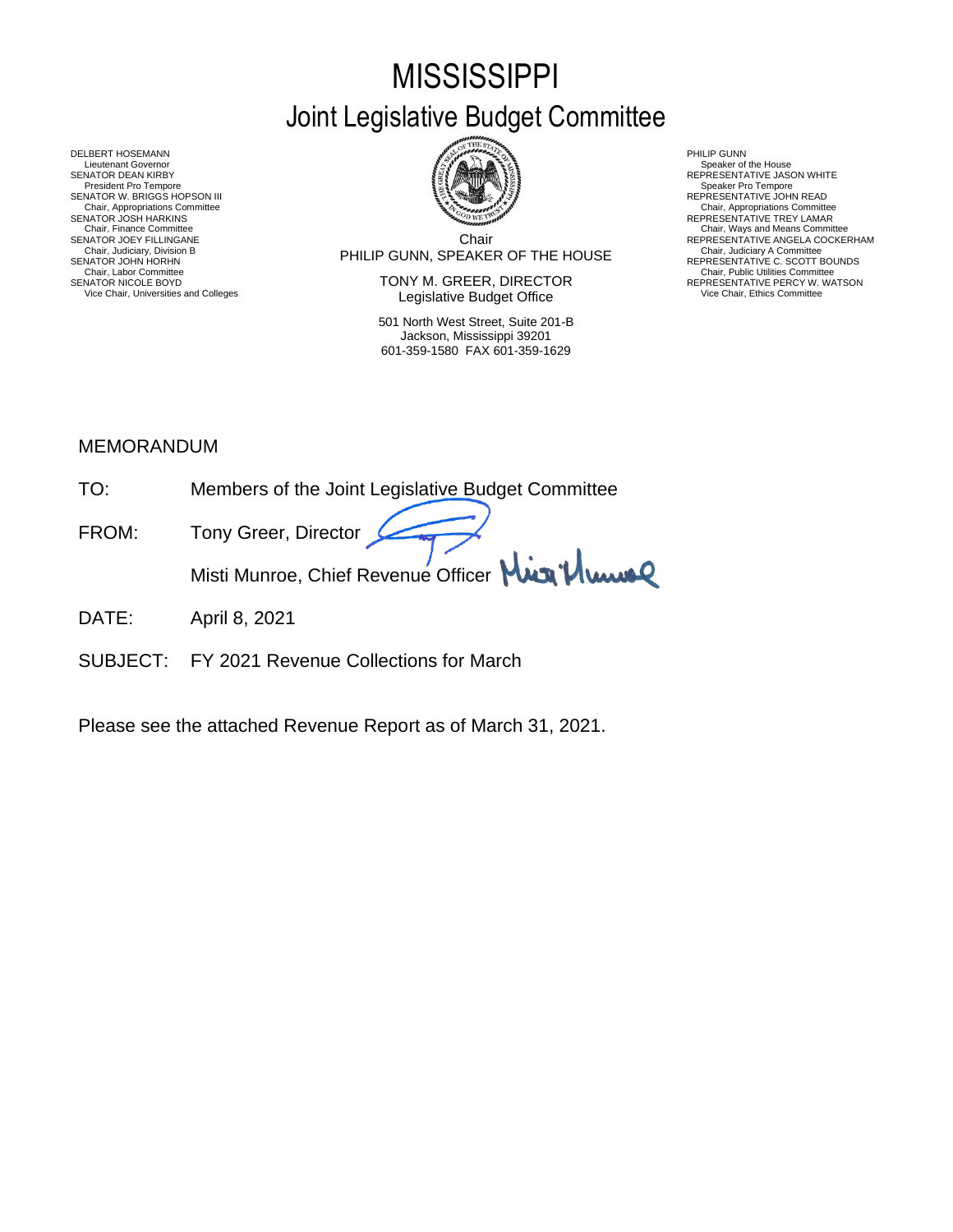# MISSISSIPPI

## Joint Legislative Budget Committee

DELBERT HOSEMANN
Lieutenant Governor
SENATOR DEAN KIRBY
President Pro Tempore
SENATOR W. BRIGGS HOPSON III
Chair, Appropriations Committee
SENATOR JOSH HARKINS
Chair, Finance Committee
SENATOR JOEY FILLINGANE
Chair, Judiciary, Division B
SENATOR JOHN HORHN
Chair, Labor Committee
SENATOR NICOLE BOYD
Vice Chair, Universities and Colleges

Chair
PHILIP GUNN, SPEAKER OF THE HOUSE

TONY M. GREER, DIRECTOR
Legislative Budget Office

501 North West Street, Suite 201-B
Jackson, Mississippi 39201
601-359-1580 FAX 601-359-1629

PHILIP GUNN
Speaker of the House
REPRESENTATIVE JASON WHITE
Speaker Pro Tempore
REPRESENTATIVE JOHN READ
Chair, Appropriations Committee
REPRESENTATIVE TREY LAMAR
Chair, Ways and Means Committee
REPRESENTATIVE ANGELA COCKERHAM
Chair, Judiciary A Committee
REPRESENTATIVE C. SCOTT BOUNDS
Chair, Public Utilities Committee
REPRESENTATIVE PERCY W. WATSON
Vice Chair, Ethics Committee

MEMORANDUM

TO: Members of the Joint Legislative Budget Committee

FROM: Tony Greer, Director

Misti Munroe, Chief Revenue Officer

DATE: April 8, 2021

SUBJECT: FY 2021 Revenue Collections for March

Please see the attached Revenue Report as of March 31, 2021.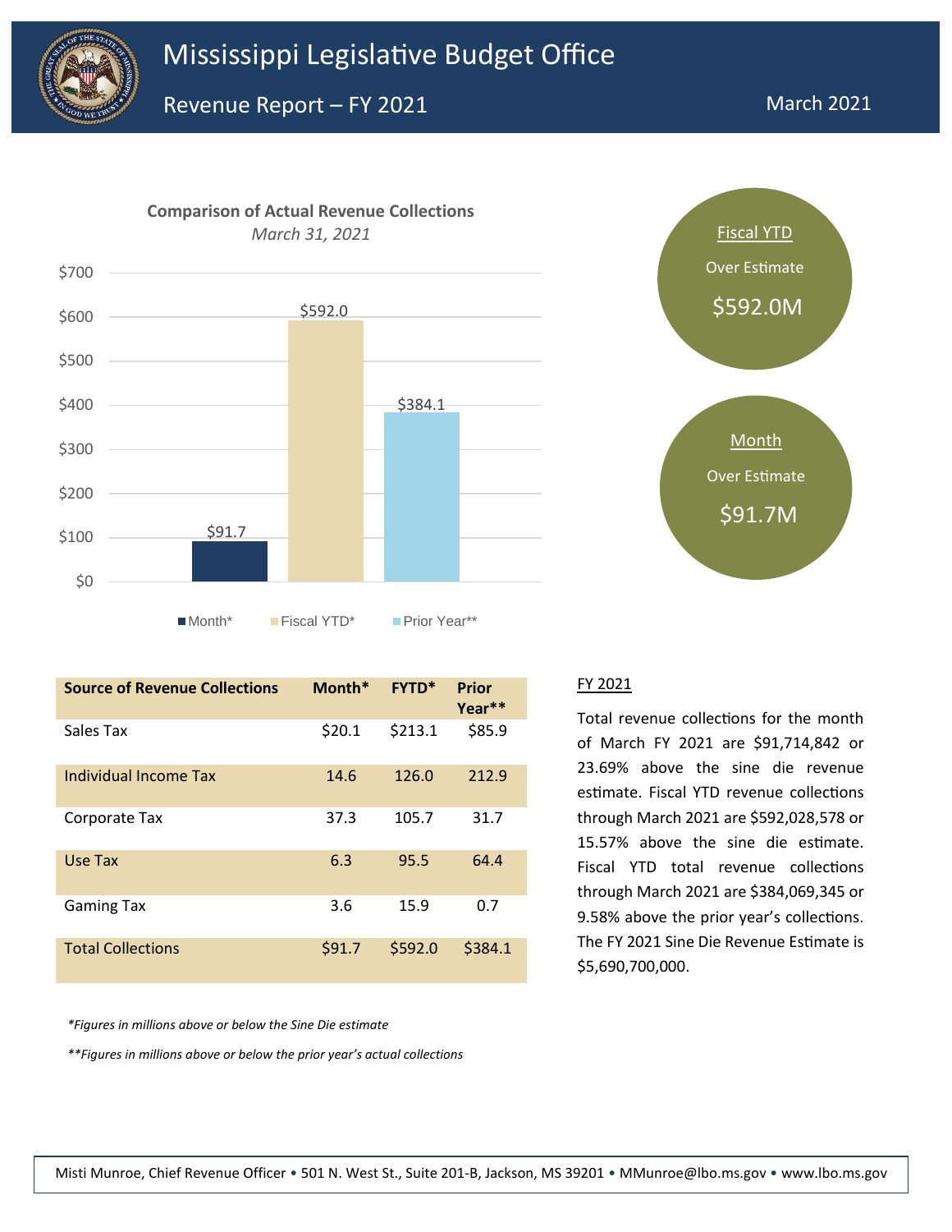# Mississippi Legislative Budget Office

## Revenue Report – FY 2021

March 2021

**Comparison of Actual Revenue Collections**
*March 31, 2021*

| | Month* | Fiscal YTD* | Prior Year** |
|---|---|---|---|
| Amount | $91.7 | $592.0 | $384.1 |

Fiscal YTD
Over Estimate
$592.0M

Month
Over Estimate
$91.7M

| Source of Revenue Collections | Month* | FYTD* | Prior Year** |
|---|---|---|---|
| Sales Tax | $20.1 | $213.1 | $85.9 |
| Individual Income Tax | 14.6 | 126.0 | 212.9 |
| Corporate Tax | 37.3 | 105.7 | 31.7 |
| Use Tax | 6.3 | 95.5 | 64.4 |
| Gaming Tax | 3.6 | 15.9 | 0.7 |
| Total Collections | $91.7 | $592.0 | $384.1 |

*\*Figures in millions above or below the Sine Die estimate*

*\*\*Figures in millions above or below the prior year's actual collections*

FY 2021

Total revenue collections for the month of March FY 2021 are $91,714,842 or 23.69% above the sine die revenue estimate. Fiscal YTD revenue collections through March 2021 are $592,028,578 or 15.57% above the sine die estimate. Fiscal YTD total revenue collections through March 2021 are $384,069,345 or 9.58% above the prior year's collections. The FY 2021 Sine Die Revenue Estimate is $5,690,700,000.

Misti Munroe, Chief Revenue Officer • 501 N. West St., Suite 201-B, Jackson, MS 39201 • MMunroe@lbo.ms.gov • www.lbo.ms.gov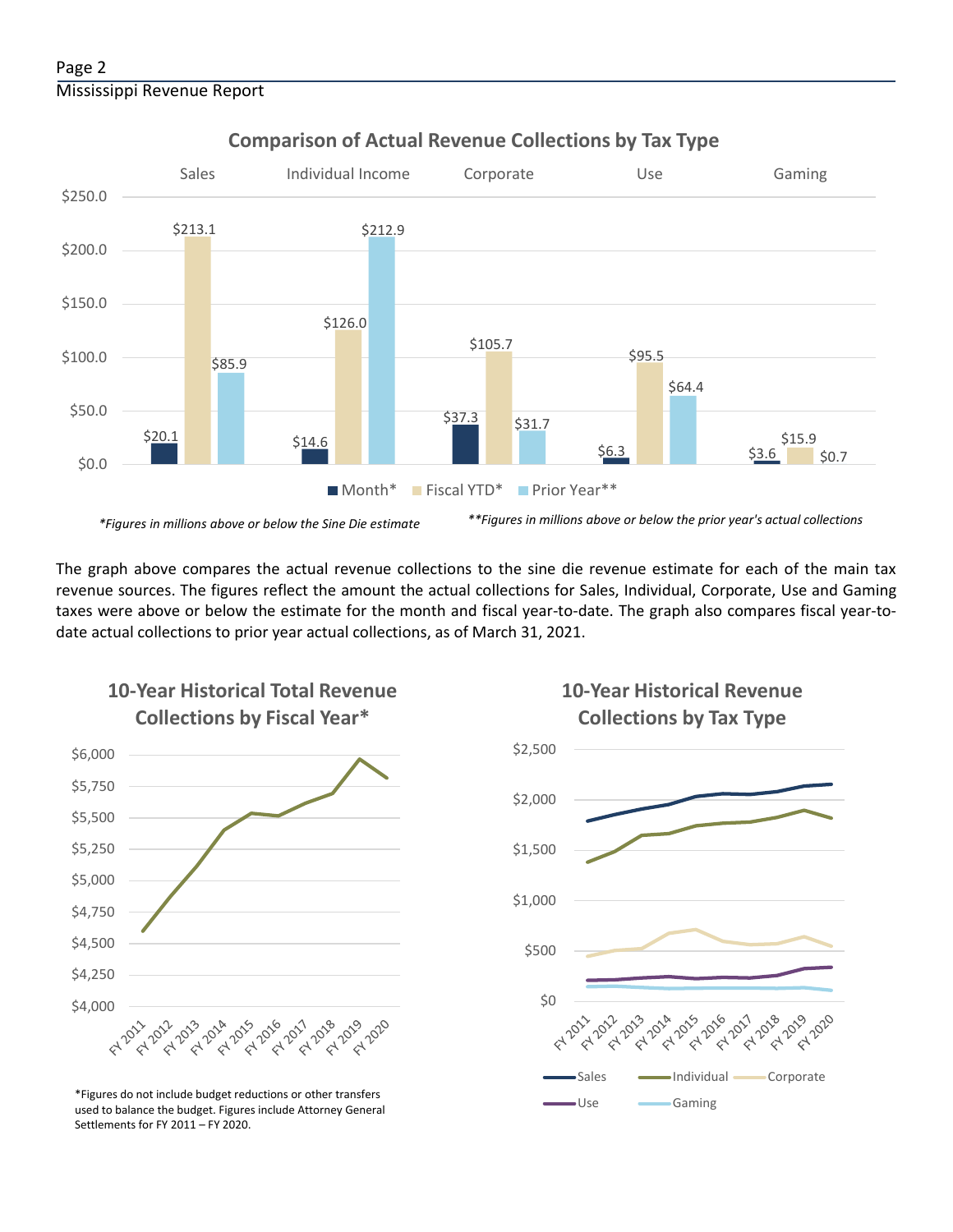## Comparison of Actual Revenue Collections by Tax Type

| | Sales | Individual Income | Corporate | Use | Gaming |
|---|---|---|---|---|---|
| Month* | $20.1 | $14.6 | $37.3 | $6.3 | $3.6 |
| Fiscal YTD* | $213.1 | $126.0 | $105.7 | $95.5 | $15.9 |
| Prior Year** | $85.9 | $212.9 | $31.7 | $64.4 | $0.7 |

*Figures in millions above or below the Sine Die estimate*

***Figures in millions above or below the prior year's actual collections*

The graph above compares the actual revenue collections to the sine die revenue estimate for each of the main tax revenue sources. The figures reflect the amount the actual collections for Sales, Individual, Corporate, Use and Gaming taxes were above or below the estimate for the month and fiscal year-to-date. The graph also compares fiscal year-to-date actual collections to prior year actual collections, as of March 31, 2021.

## 10-Year Historical Total Revenue Collections by Fiscal Year*

*Figures do not include budget reductions or other transfers used to balance the budget. Figures include Attorney General Settlements for FY 2011 – FY 2020.

## 10-Year Historical Revenue Collections by Tax Type

Sales, Individual, Corporate, Use, Gaming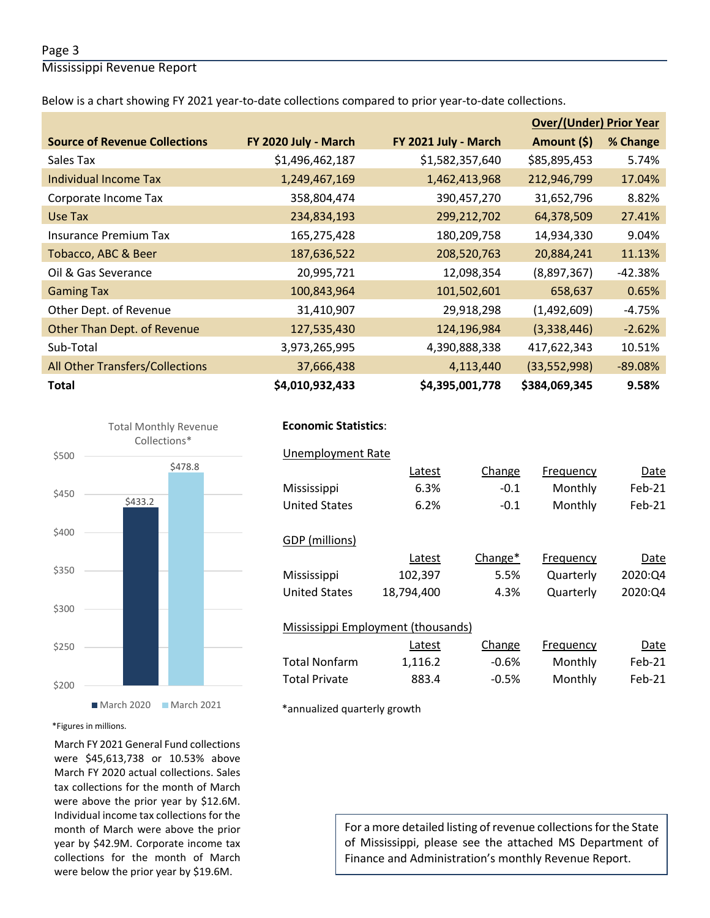Below is a chart showing FY 2021 year-to-date collections compared to prior year-to-date collections.

| Source of Revenue Collections | FY 2020 July - March | FY 2021 July - March | Over/(Under) Prior Year Amount ($) | % Change |
|---|---|---|---|---|
| Sales Tax | $1,496,462,187 | $1,582,357,640 | $85,895,453 | 5.74% |
| Individual Income Tax | 1,249,467,169 | 1,462,413,968 | 212,946,799 | 17.04% |
| Corporate Income Tax | 358,804,474 | 390,457,270 | 31,652,796 | 8.82% |
| Use Tax | 234,834,193 | 299,212,702 | 64,378,509 | 27.41% |
| Insurance Premium Tax | 165,275,428 | 180,209,758 | 14,934,330 | 9.04% |
| Tobacco, ABC & Beer | 187,636,522 | 208,520,763 | 20,884,241 | 11.13% |
| Oil & Gas Severance | 20,995,721 | 12,098,354 | (8,897,367) | -42.38% |
| Gaming Tax | 100,843,964 | 101,502,601 | 658,637 | 0.65% |
| Other Dept. of Revenue | 31,410,907 | 29,918,298 | (1,492,609) | -4.75% |
| Other Than Dept. of Revenue | 127,535,430 | 124,196,984 | (3,338,446) | -2.62% |
| Sub-Total | 3,973,265,995 | 4,390,888,338 | 417,622,343 | 10.51% |
| All Other Transfers/Collections | 37,666,438 | 4,113,440 | (33,552,998) | -89.08% |
| **Total** | **$4,010,932,433** | **$4,395,001,778** | **$384,069,345** | **9.58%** |

Total Monthly Revenue Collections*

| | Amount |
|---|---|
| March 2020 | $433.2 |
| March 2021 | $478.8 |

*Figures in millions.

March FY 2021 General Fund collections were $45,613,738 or 10.53% above March FY 2020 actual collections. Sales tax collections for the month of March were above the prior year by $12.6M. Individual income tax collections for the month of March were above the prior year by $42.9M. Corporate income tax collections for the month of March were below the prior year by $19.6M.

**Economic Statistics**:

Unemployment Rate

| | Latest | Change | Frequency | Date |
|---|---|---|---|---|
| Mississippi | 6.3% | -0.1 | Monthly | Feb-21 |
| United States | 6.2% | -0.1 | Monthly | Feb-21 |

GDP (millions)

| | Latest | Change* | Frequency | Date |
|---|---|---|---|---|
| Mississippi | 102,397 | 5.5% | Quarterly | 2020:Q4 |
| United States | 18,794,400 | 4.3% | Quarterly | 2020:Q4 |

Mississippi Employment (thousands)

| | Latest | Change | Frequency | Date |
|---|---|---|---|---|
| Total Nonfarm | 1,116.2 | -0.6% | Monthly | Feb-21 |
| Total Private | 883.4 | -0.5% | Monthly | Feb-21 |

*annualized quarterly growth

For a more detailed listing of revenue collections for the State of Mississippi, please see the attached MS Department of Finance and Administration's monthly Revenue Report.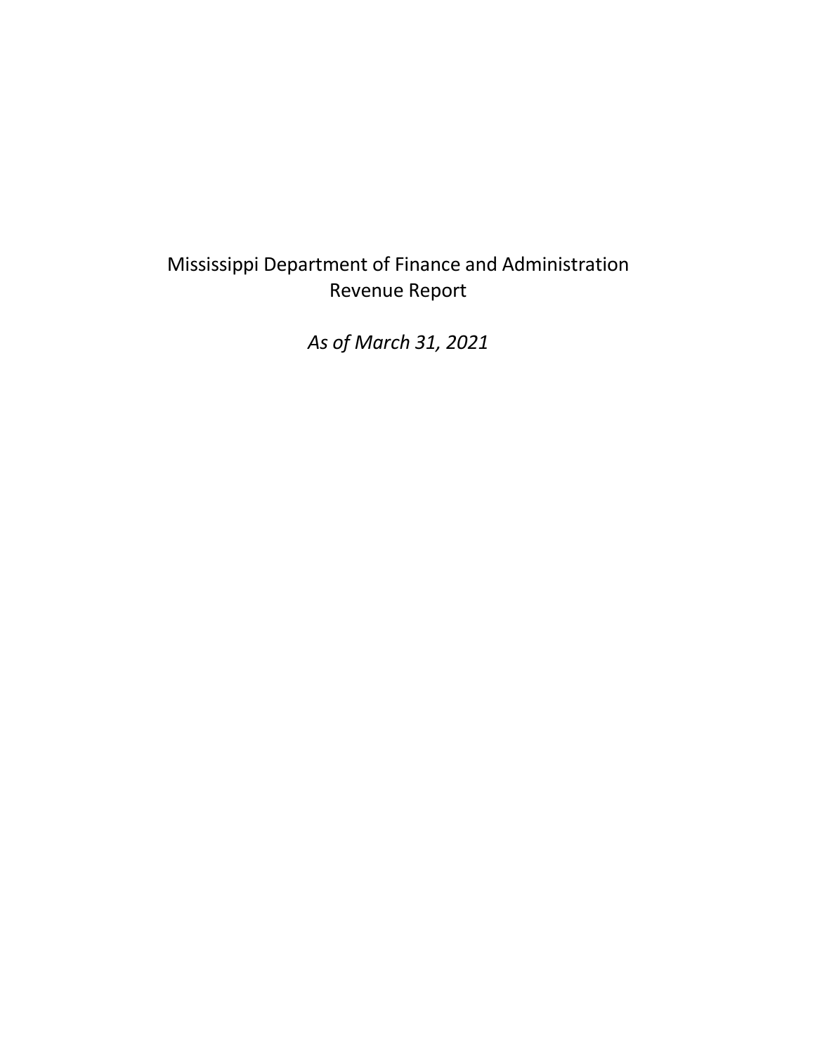# Mississippi Department of Finance and Administration
# Revenue Report

*As of March 31, 2021*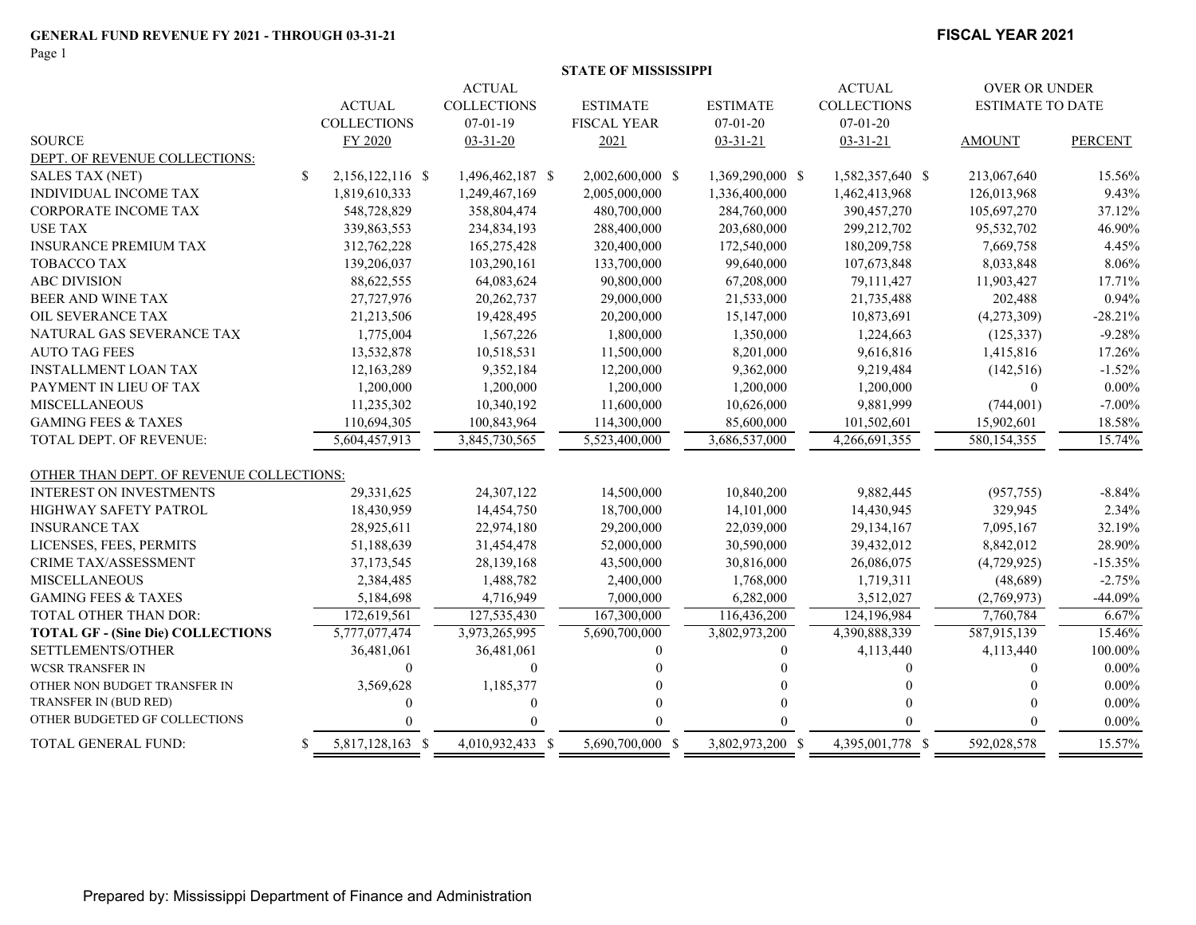**GENERAL FUND REVENUE FY 2021 - THROUGH 03-31-21**

**FISCAL YEAR 2021**

**STATE OF MISSISSIPPI**

| SOURCE | ACTUAL COLLECTIONS FY 2020 | ACTUAL COLLECTIONS 07-01-19 03-31-20 | ESTIMATE FISCAL YEAR 2021 | ESTIMATE 07-01-20 03-31-21 | ACTUAL COLLECTIONS 07-01-20 03-31-21 | OVER OR UNDER ESTIMATE TO DATE AMOUNT | PERCENT |
|---|---|---|---|---|---|---|---|
| DEPT. OF REVENUE COLLECTIONS: | | | | | | | |
| SALES TAX (NET) | $ 2,156,122,116 | $ 1,496,462,187 | $ 2,002,600,000 | $ 1,369,290,000 | $ 1,582,357,640 | $ 213,067,640 | 15.56% |
| INDIVIDUAL INCOME TAX | 1,819,610,333 | 1,249,467,169 | 2,005,000,000 | 1,336,400,000 | 1,462,413,968 | 126,013,968 | 9.43% |
| CORPORATE INCOME TAX | 548,728,829 | 358,804,474 | 480,700,000 | 284,760,000 | 390,457,270 | 105,697,270 | 37.12% |
| USE TAX | 339,863,553 | 234,834,193 | 288,400,000 | 203,680,000 | 299,212,702 | 95,532,702 | 46.90% |
| INSURANCE PREMIUM TAX | 312,762,228 | 165,275,428 | 320,400,000 | 172,540,000 | 180,209,758 | 7,669,758 | 4.45% |
| TOBACCO TAX | 139,206,037 | 103,290,161 | 133,700,000 | 99,640,000 | 107,673,848 | 8,033,848 | 8.06% |
| ABC DIVISION | 88,622,555 | 64,083,624 | 90,800,000 | 67,208,000 | 79,111,427 | 11,903,427 | 17.71% |
| BEER AND WINE TAX | 27,727,976 | 20,262,737 | 29,000,000 | 21,533,000 | 21,735,488 | 202,488 | 0.94% |
| OIL SEVERANCE TAX | 21,213,506 | 19,428,495 | 20,200,000 | 15,147,000 | 10,873,691 | (4,273,309) | -28.21% |
| NATURAL GAS SEVERANCE TAX | 1,775,004 | 1,567,226 | 1,800,000 | 1,350,000 | 1,224,663 | (125,337) | -9.28% |
| AUTO TAG FEES | 13,532,878 | 10,518,531 | 11,500,000 | 8,201,000 | 9,616,816 | 1,415,816 | 17.26% |
| INSTALLMENT LOAN TAX | 12,163,289 | 9,352,184 | 12,200,000 | 9,362,000 | 9,219,484 | (142,516) | -1.52% |
| PAYMENT IN LIEU OF TAX | 1,200,000 | 1,200,000 | 1,200,000 | 1,200,000 | 1,200,000 | 0 | 0.00% |
| MISCELLANEOUS | 11,235,302 | 10,340,192 | 11,600,000 | 10,626,000 | 9,881,999 | (744,001) | -7.00% |
| GAMING FEES & TAXES | 110,694,305 | 100,843,964 | 114,300,000 | 85,600,000 | 101,502,601 | 15,902,601 | 18.58% |
| TOTAL DEPT. OF REVENUE: | 5,604,457,913 | 3,845,730,565 | 5,523,400,000 | 3,686,537,000 | 4,266,691,355 | 580,154,355 | 15.74% |
| OTHER THAN DEPT. OF REVENUE COLLECTIONS: | | | | | | | |
| INTEREST ON INVESTMENTS | 29,331,625 | 24,307,122 | 14,500,000 | 10,840,200 | 9,882,445 | (957,755) | -8.84% |
| HIGHWAY SAFETY PATROL | 18,430,959 | 14,454,750 | 18,700,000 | 14,101,000 | 14,430,945 | 329,945 | 2.34% |
| INSURANCE TAX | 28,925,611 | 22,974,180 | 29,200,000 | 22,039,000 | 29,134,167 | 7,095,167 | 32.19% |
| LICENSES, FEES, PERMITS | 51,188,639 | 31,454,478 | 52,000,000 | 30,590,000 | 39,432,012 | 8,842,012 | 28.90% |
| CRIME TAX/ASSESSMENT | 37,173,545 | 28,139,168 | 43,500,000 | 30,816,000 | 26,086,075 | (4,729,925) | -15.35% |
| MISCELLANEOUS | 2,384,485 | 1,488,782 | 2,400,000 | 1,768,000 | 1,719,311 | (48,689) | -2.75% |
| GAMING FEES & TAXES | 5,184,698 | 4,716,949 | 7,000,000 | 6,282,000 | 3,512,027 | (2,769,973) | -44.09% |
| TOTAL OTHER THAN DOR: | 172,619,561 | 127,535,430 | 167,300,000 | 116,436,200 | 124,196,984 | 7,760,784 | 6.67% |
| **TOTAL GF - (Sine Die) COLLECTIONS** | 5,777,077,474 | 3,973,265,995 | 5,690,700,000 | 3,802,973,200 | 4,390,888,339 | 587,915,139 | 15.46% |
| SETTLEMENTS/OTHER | 36,481,061 | 36,481,061 | 0 | 0 | 4,113,440 | 4,113,440 | 100.00% |
| WCSR TRANSFER IN | 0 | 0 | 0 | 0 | 0 | 0 | 0.00% |
| OTHER NON BUDGET TRANSFER IN | 3,569,628 | 1,185,377 | 0 | 0 | 0 | 0 | 0.00% |
| TRANSFER IN (BUD RED) | 0 | 0 | 0 | 0 | 0 | 0 | 0.00% |
| OTHER BUDGETED GF COLLECTIONS | 0 | 0 | 0 | 0 | 0 | 0 | 0.00% |
| TOTAL GENERAL FUND: | $ 5,817,128,163 | $ 4,010,932,433 | $ 5,690,700,000 | $ 3,802,973,200 | $ 4,395,001,778 | $ 592,028,578 | 15.57% |

Prepared by: Mississippi Department of Finance and Administration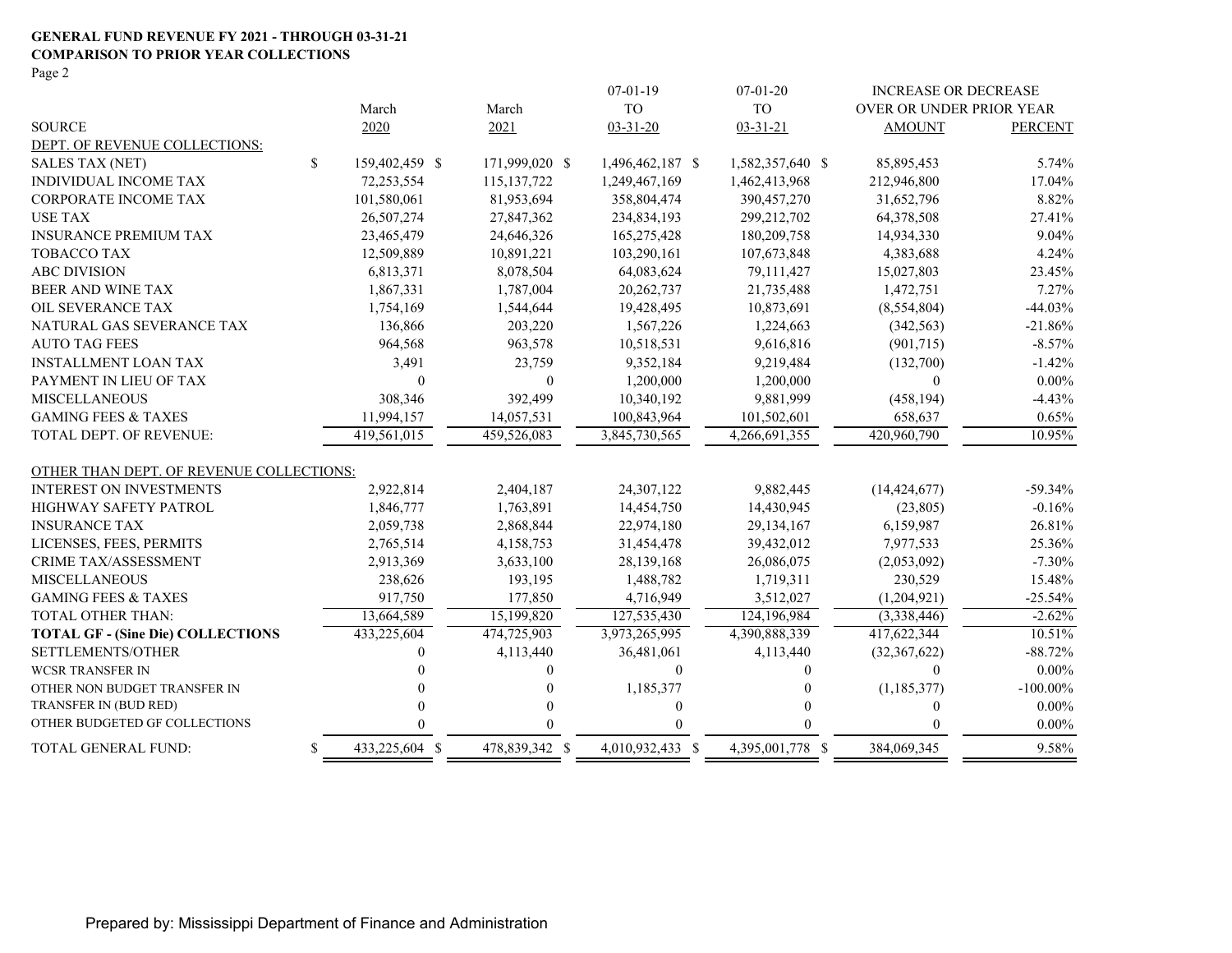**GENERAL FUND REVENUE FY 2021 - THROUGH 03-31-21**
**COMPARISON TO PRIOR YEAR COLLECTIONS**
Page 2

| SOURCE | March 2020 | March 2021 | 07-01-19 TO 03-31-20 | 07-01-20 TO 03-31-21 | INCREASE OR DECREASE OVER OR UNDER PRIOR YEAR AMOUNT | PERCENT |
|---|---|---|---|---|---|---|
| DEPT. OF REVENUE COLLECTIONS: | | | | | | |
| SALES TAX (NET) | $ 159,402,459 | $ 171,999,020 | $ 1,496,462,187 | $ 1,582,357,640 | $ 85,895,453 | 5.74% |
| INDIVIDUAL INCOME TAX | 72,253,554 | 115,137,722 | 1,249,467,169 | 1,462,413,968 | 212,946,800 | 17.04% |
| CORPORATE INCOME TAX | 101,580,061 | 81,953,694 | 358,804,474 | 390,457,270 | 31,652,796 | 8.82% |
| USE TAX | 26,507,274 | 27,847,362 | 234,834,193 | 299,212,702 | 64,378,508 | 27.41% |
| INSURANCE PREMIUM TAX | 23,465,479 | 24,646,326 | 165,275,428 | 180,209,758 | 14,934,330 | 9.04% |
| TOBACCO TAX | 12,509,889 | 10,891,221 | 103,290,161 | 107,673,848 | 4,383,688 | 4.24% |
| ABC DIVISION | 6,813,371 | 8,078,504 | 64,083,624 | 79,111,427 | 15,027,803 | 23.45% |
| BEER AND WINE TAX | 1,867,331 | 1,787,004 | 20,262,737 | 21,735,488 | 1,472,751 | 7.27% |
| OIL SEVERANCE TAX | 1,754,169 | 1,544,644 | 19,428,495 | 10,873,691 | (8,554,804) | -44.03% |
| NATURAL GAS SEVERANCE TAX | 136,866 | 203,220 | 1,567,226 | 1,224,663 | (342,563) | -21.86% |
| AUTO TAG FEES | 964,568 | 963,578 | 10,518,531 | 9,616,816 | (901,715) | -8.57% |
| INSTALLMENT LOAN TAX | 3,491 | 23,759 | 9,352,184 | 9,219,484 | (132,700) | -1.42% |
| PAYMENT IN LIEU OF TAX | 0 | 0 | 1,200,000 | 1,200,000 | 0 | 0.00% |
| MISCELLANEOUS | 308,346 | 392,499 | 10,340,192 | 9,881,999 | (458,194) | -4.43% |
| GAMING FEES & TAXES | 11,994,157 | 14,057,531 | 100,843,964 | 101,502,601 | 658,637 | 0.65% |
| TOTAL DEPT. OF REVENUE: | 419,561,015 | 459,526,083 | 3,845,730,565 | 4,266,691,355 | 420,960,790 | 10.95% |
| OTHER THAN DEPT. OF REVENUE COLLECTIONS: | | | | | | |
| INTEREST ON INVESTMENTS | 2,922,814 | 2,404,187 | 24,307,122 | 9,882,445 | (14,424,677) | -59.34% |
| HIGHWAY SAFETY PATROL | 1,846,777 | 1,763,891 | 14,454,750 | 14,430,945 | (23,805) | -0.16% |
| INSURANCE TAX | 2,059,738 | 2,868,844 | 22,974,180 | 29,134,167 | 6,159,987 | 26.81% |
| LICENSES, FEES, PERMITS | 2,765,514 | 4,158,753 | 31,454,478 | 39,432,012 | 7,977,533 | 25.36% |
| CRIME TAX/ASSESSMENT | 2,913,369 | 3,633,100 | 28,139,168 | 26,086,075 | (2,053,092) | -7.30% |
| MISCELLANEOUS | 238,626 | 193,195 | 1,488,782 | 1,719,311 | 230,529 | 15.48% |
| GAMING FEES & TAXES | 917,750 | 177,850 | 4,716,949 | 3,512,027 | (1,204,921) | -25.54% |
| TOTAL OTHER THAN: | 13,664,589 | 15,199,820 | 127,535,430 | 124,196,984 | (3,338,446) | -2.62% |
| **TOTAL GF - (Sine Die) COLLECTIONS** | 433,225,604 | 474,725,903 | 3,973,265,995 | 4,390,888,339 | 417,622,344 | 10.51% |
| SETTLEMENTS/OTHER | 0 | 4,113,440 | 36,481,061 | 4,113,440 | (32,367,622) | -88.72% |
| WCSR TRANSFER IN | 0 | 0 | 0 | 0 | 0 | 0.00% |
| OTHER NON BUDGET TRANSFER IN | 0 | 0 | 1,185,377 | 0 | (1,185,377) | -100.00% |
| TRANSFER IN (BUD RED) | 0 | 0 | 0 | 0 | 0 | 0.00% |
| OTHER BUDGETED GF COLLECTIONS | 0 | 0 | 0 | 0 | 0 | 0.00% |
| TOTAL GENERAL FUND: | $ 433,225,604 | $ 478,839,342 | $ 4,010,932,433 | $ 4,395,001,778 | $ 384,069,345 | 9.58% |

Prepared by: Mississippi Department of Finance and Administration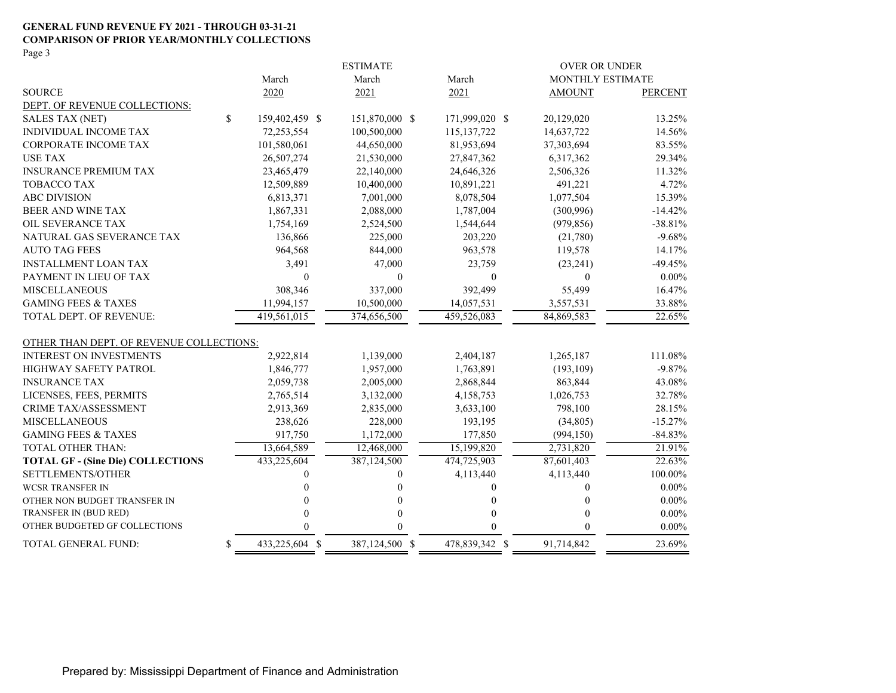**GENERAL FUND REVENUE FY 2021 - THROUGH 03-31-21**
**COMPARISON OF PRIOR YEAR/MONTHLY COLLECTIONS**
Page 3

| SOURCE | March 2020 | ESTIMATE March 2021 | March 2021 | OVER OR UNDER MONTHLY ESTIMATE AMOUNT | PERCENT |
|---|---|---|---|---|---|
| DEPT. OF REVENUE COLLECTIONS: | | | | | |
| SALES TAX (NET) | $ 159,402,459 | $ 151,870,000 | $ 171,999,020 | $ 20,129,020 | 13.25% |
| INDIVIDUAL INCOME TAX | 72,253,554 | 100,500,000 | 115,137,722 | 14,637,722 | 14.56% |
| CORPORATE INCOME TAX | 101,580,061 | 44,650,000 | 81,953,694 | 37,303,694 | 83.55% |
| USE TAX | 26,507,274 | 21,530,000 | 27,847,362 | 6,317,362 | 29.34% |
| INSURANCE PREMIUM TAX | 23,465,479 | 22,140,000 | 24,646,326 | 2,506,326 | 11.32% |
| TOBACCO TAX | 12,509,889 | 10,400,000 | 10,891,221 | 491,221 | 4.72% |
| ABC DIVISION | 6,813,371 | 7,001,000 | 8,078,504 | 1,077,504 | 15.39% |
| BEER AND WINE TAX | 1,867,331 | 2,088,000 | 1,787,004 | (300,996) | -14.42% |
| OIL SEVERANCE TAX | 1,754,169 | 2,524,500 | 1,544,644 | (979,856) | -38.81% |
| NATURAL GAS SEVERANCE TAX | 136,866 | 225,000 | 203,220 | (21,780) | -9.68% |
| AUTO TAG FEES | 964,568 | 844,000 | 963,578 | 119,578 | 14.17% |
| INSTALLMENT LOAN TAX | 3,491 | 47,000 | 23,759 | (23,241) | -49.45% |
| PAYMENT IN LIEU OF TAX | 0 | 0 | 0 | 0 | 0.00% |
| MISCELLANEOUS | 308,346 | 337,000 | 392,499 | 55,499 | 16.47% |
| GAMING FEES & TAXES | 11,994,157 | 10,500,000 | 14,057,531 | 3,557,531 | 33.88% |
| TOTAL DEPT. OF REVENUE: | 419,561,015 | 374,656,500 | 459,526,083 | 84,869,583 | 22.65% |
| OTHER THAN DEPT. OF REVENUE COLLECTIONS: | | | | | |
| INTEREST ON INVESTMENTS | 2,922,814 | 1,139,000 | 2,404,187 | 1,265,187 | 111.08% |
| HIGHWAY SAFETY PATROL | 1,846,777 | 1,957,000 | 1,763,891 | (193,109) | -9.87% |
| INSURANCE TAX | 2,059,738 | 2,005,000 | 2,868,844 | 863,844 | 43.08% |
| LICENSES, FEES, PERMITS | 2,765,514 | 3,132,000 | 4,158,753 | 1,026,753 | 32.78% |
| CRIME TAX/ASSESSMENT | 2,913,369 | 2,835,000 | 3,633,100 | 798,100 | 28.15% |
| MISCELLANEOUS | 238,626 | 228,000 | 193,195 | (34,805) | -15.27% |
| GAMING FEES & TAXES | 917,750 | 1,172,000 | 177,850 | (994,150) | -84.83% |
| TOTAL OTHER THAN: | 13,664,589 | 12,468,000 | 15,199,820 | 2,731,820 | 21.91% |
| **TOTAL GF - (Sine Die) COLLECTIONS** | 433,225,604 | 387,124,500 | 474,725,903 | 87,601,403 | 22.63% |
| SETTLEMENTS/OTHER | 0 | 0 | 4,113,440 | 4,113,440 | 100.00% |
| WCSR TRANSFER IN | 0 | 0 | 0 | 0 | 0.00% |
| OTHER NON BUDGET TRANSFER IN | 0 | 0 | 0 | 0 | 0.00% |
| TRANSFER IN (BUD RED) | 0 | 0 | 0 | 0 | 0.00% |
| OTHER BUDGETED GF COLLECTIONS | 0 | 0 | 0 | 0 | 0.00% |
| TOTAL GENERAL FUND: | $ 433,225,604 | $ 387,124,500 | $ 478,839,342 | $ 91,714,842 | 23.69% |

Prepared by: Mississippi Department of Finance and Administration